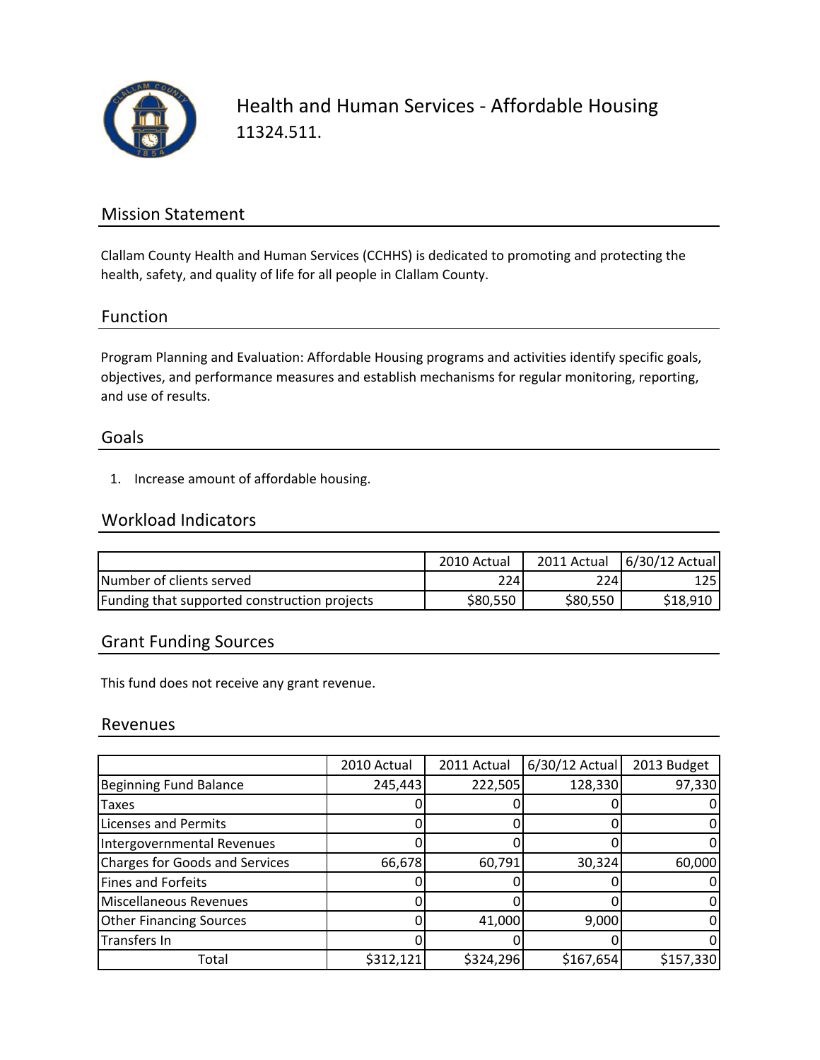# Health and Human Services - Affordable Housing

11324.511.

## Mission Statement

Clallam County Health and Human Services (CCHHS) is dedicated to promoting and protecting the health, safety, and quality of life for all people in Clallam County.

## Function

Program Planning and Evaluation: Affordable Housing programs and activities identify specific goals, objectives, and performance measures and establish mechanisms for regular monitoring, reporting, and use of results.

## Goals

1. Increase amount of affordable housing.

## Workload Indicators

| | 2010 Actual | 2011 Actual | 6/30/12 Actual |
|---|---|---|---|
| Number of clients served | 224 | 224 | 125 |
| Funding that supported construction projects | $80,550 | $80,550 | $18,910 |

## Grant Funding Sources

This fund does not receive any grant revenue.

## Revenues

| | 2010 Actual | 2011 Actual | 6/30/12 Actual | 2013 Budget |
|---|---|---|---|---|
| Beginning Fund Balance | 245,443 | 222,505 | 128,330 | 97,330 |
| Taxes | 0 | 0 | 0 | 0 |
| Licenses and Permits | 0 | 0 | 0 | 0 |
| Intergovernmental Revenues | 0 | 0 | 0 | 0 |
| Charges for Goods and Services | 66,678 | 60,791 | 30,324 | 60,000 |
| Fines and Forfeits | 0 | 0 | 0 | 0 |
| Miscellaneous Revenues | 0 | 0 | 0 | 0 |
| Other Financing Sources | 0 | 41,000 | 9,000 | 0 |
| Transfers In | 0 | 0 | 0 | 0 |
| Total | $312,121 | $324,296 | $167,654 | $157,330 |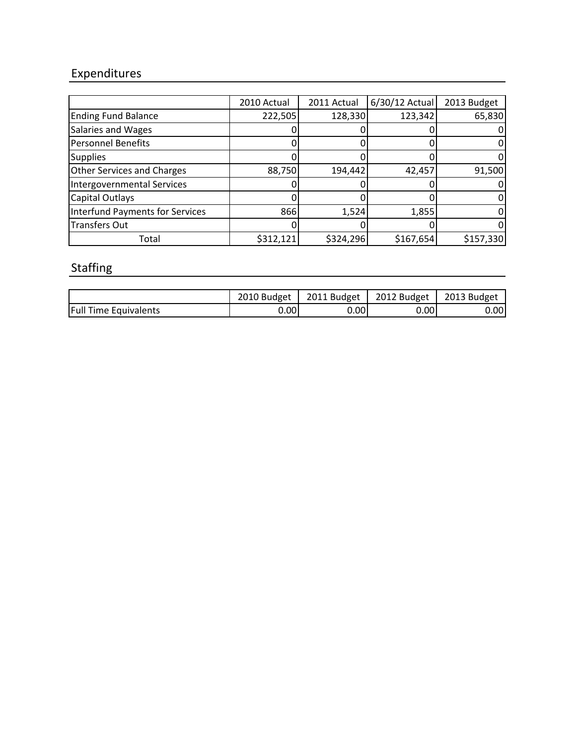## Expenditures

| | 2010 Actual | 2011 Actual | 6/30/12 Actual | 2013 Budget |
|---|---|---|---|---|
| Ending Fund Balance | 222,505 | 128,330 | 123,342 | 65,830 |
| Salaries and Wages | 0 | 0 | 0 | 0 |
| Personnel Benefits | 0 | 0 | 0 | 0 |
| Supplies | 0 | 0 | 0 | 0 |
| Other Services and Charges | 88,750 | 194,442 | 42,457 | 91,500 |
| Intergovernmental Services | 0 | 0 | 0 | 0 |
| Capital Outlays | 0 | 0 | 0 | 0 |
| Interfund Payments for Services | 866 | 1,524 | 1,855 | 0 |
| Transfers Out | 0 | 0 | 0 | 0 |
| Total | $312,121 | $324,296 | $167,654 | $157,330 |

## Staffing

| | 2010 Budget | 2011 Budget | 2012 Budget | 2013 Budget |
|---|---|---|---|---|
| Full Time Equivalents | 0.00 | 0.00 | 0.00 | 0.00 |